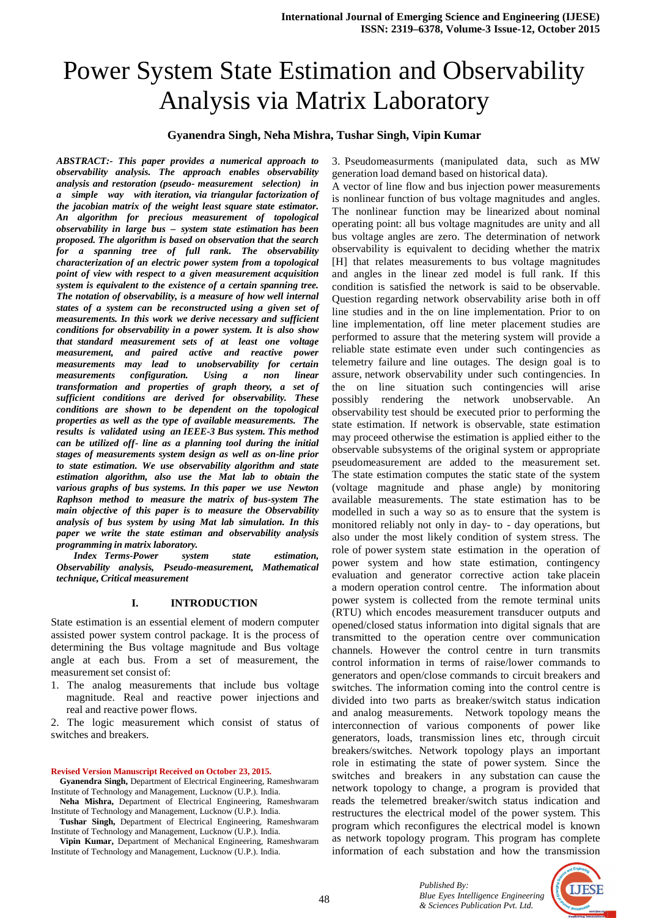# Power System State Estimation and Observability Analysis via Matrix Laboratory

**Gyanendra Singh, Neha Mishra, Tushar Singh, Vipin Kumar**

***ABSTRACT:- This paper provides a numerical approach to observability analysis. The approach enables observability analysis and restoration (pseudo- measurement selection) in a simple way with iteration, via triangular factorization of the jacobian matrix of the weight least square state estimator. An algorithm for precious measurement of topological observability in large bus – system state estimation has been proposed. The algorithm is based on observation that the search for a spanning tree of full rank. The observability characterization of an electric power system from a topological point of view with respect to a given measurement acquisition system is equivalent to the existence of a certain spanning tree. The notation of observability, is a measure of how well internal states of a system can be reconstructed using a given set of measurements. In this work we derive necessary and sufficient conditions for observability in a power system. It is also show that standard measurement sets of at least one voltage measurement, and paired active and reactive power measurements may lead to unobservability for certain measurements configuration. Using a non linear transformation and properties of graph theory, a set of sufficient conditions are derived for observability. These conditions are shown to be dependent on the topological properties as well as the type of available measurements. The results is validated using an IEEE-3 Bus system. This method can be utilized off- line as a planning tool during the initial stages of measurements system design as well as on-line prior to state estimation. We use observability algorithm and state estimation algorithm, also use the Mat lab to obtain the various graphs of bus systems. In this paper we use Newton Raphson method to measure the matrix of bus-system The main objective of this paper is to measure the Observability analysis of bus system by using Mat lab simulation. In this paper we write the state estiman and observability analysis programming in matrix laboratory.***

***Index Terms-Power system state estimation, Observability analysis, Pseudo-measurement, Mathematical technique, Critical measurement***

## I. INTRODUCTION

State estimation is an essential element of modern computer assisted power system control package. It is the process of determining the Bus voltage magnitude and Bus voltage angle at each bus. From a set of measurement, the measurement set consist of:

1. The analog measurements that include bus voltage magnitude. Real and reactive power injections and real and reactive power flows.
2. The logic measurement which consist of status of switches and breakers.
3. Pseudomeasurments (manipulated data, such as MW generation load demand based on historical data).

**Revised Version Manuscript Received on October 23, 2015.**

**Gyanendra Singh,** Department of Electrical Engineering, Rameshwaram Institute of Technology and Management, Lucknow (U.P.). India.

**Neha Mishra,** Department of Electrical Engineering, Rameshwaram Institute of Technology and Management, Lucknow (U.P.). India.

**Tushar Singh,** Department of Electrical Engineering, Rameshwaram Institute of Technology and Management, Lucknow (U.P.). India.

**Vipin Kumar,** Department of Mechanical Engineering, Rameshwaram Institute of Technology and Management, Lucknow (U.P.). India.

A vector of line flow and bus injection power measurements is nonlinear function of bus voltage magnitudes and angles. The nonlinear function may be linearized about nominal operating point: all bus voltage magnitudes are unity and all bus voltage angles are zero. The determination of network observability is equivalent to deciding whether the matrix [H] that relates measurements to bus voltage magnitudes and angles in the linear zed model is full rank. If this condition is satisfied the network is said to be observable. Question regarding network observability arise both in off line studies and in the on line implementation. Prior to on line implementation, off line meter placement studies are performed to assure that the metering system will provide a reliable state estimate even under such contingencies as telemetry failure and line outages. The design goal is to assure, network observability under such contingencies. In the on line situation such contingencies will arise possibly rendering the network unobservable. An observability test should be executed prior to performing the state estimation. If network is observable, state estimation may proceed otherwise the estimation is applied either to the observable subsystems of the original system or appropriate pseudomeasurement are added to the measurement set. The state estimation computes the static state of the system (voltage magnitude and phase angle) by monitoring available measurements. The state estimation has to be modelled in such a way so as to ensure that the system is monitored reliably not only in day- to - day operations, but also under the most likely condition of system stress. The role of power system state estimation in the operation of power system and how state estimation, contingency evaluation and generator corrective action take placein a modern operation control centre. The information about power system is collected from the remote terminal units (RTU) which encodes measurement transducer outputs and opened/closed status information into digital signals that are transmitted to the operation centre over communication channels. However the control centre in turn transmits control information in terms of raise/lower commands to generators and open/close commands to circuit breakers and switches. The information coming into the control centre is divided into two parts as breaker/switch status indication and analog measurements. Network topology means the interconnection of various components of power like generators, loads, transmission lines etc, through circuit breakers/switches. Network topology plays an important role in estimating the state of power system. Since the switches and breakers in any substation can cause the network topology to change, a program is provided that reads the telemetred breaker/switch status indication and restructures the electrical model of the power system. This program which reconfigures the electrical model is known as network topology program. This program has complete information of each substation and how the transmission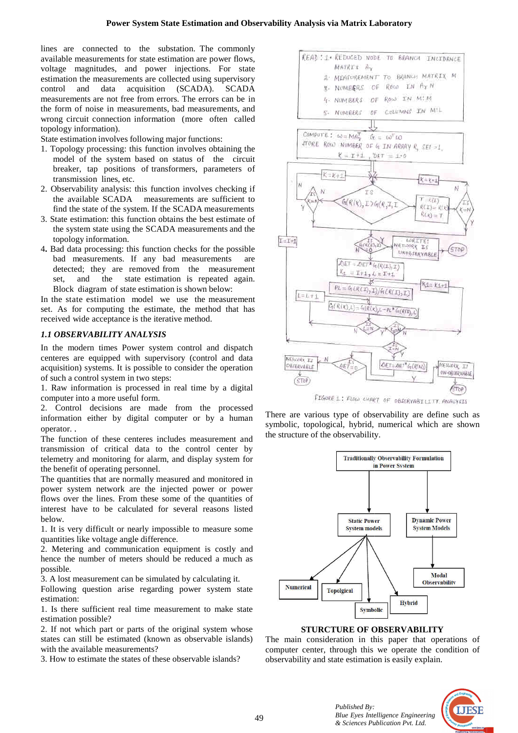lines are connected to the substation. The commonly available measurements for state estimation are power flows, voltage magnitudes, and power injections. For state estimation the measurements are collected using supervisory control and data acquisition (SCADA). SCADA measurements are not free from errors. The errors can be in the form of noise in measurements, bad measurements, and wrong circuit connection information (more often called topology information).

State estimation involves following major functions:

1. Topology processing: this function involves obtaining the model of the system based on status of the circuit breaker, tap positions of transformers, parameters of transmission lines, etc.
2. Observability analysis: this function involves checking if the available SCADA measurements are sufficient to find the state of the system. If the SCADA measurements
3. State estimation: this function obtains the best estimate of the system state using the SCADA measurements and the topology information.
4. Bad data processing: this function checks for the possible bad measurements. If any bad measurements are detected; they are removed from the measurement set, and the state estimation is repeated again. Block diagram of state estimation is shown below:

In the state estimation model we use the measurement set. As for computing the estimate, the method that has received wide acceptance is the iterative method.

### *1.1 OBSERVABILITY ANALYSIS*

In the modern times Power system control and dispatch centeres are equipped with supervisory (control and data acquisition) systems. It is possible to consider the operation of such a control system in two steps:

1. Raw information is processed in real time by a digital computer into a more useful form.
2. Control decisions are made from the processed information either by digital computer or by a human operator. .

The function of these centeres includes measurement and transmission of critical data to the control center by telemetry and monitoring for alarm, and display system for the benefit of operating personnel.

The quantities that are normally measured and monitored in power system network are the injected power or power flows over the lines. From these some of the quantities of interest have to be calculated for several reasons listed below.

1. It is very difficult or nearly impossible to measure some quantities like voltage angle difference.
2. Metering and communication equipment is costly and hence the number of meters should be reduced a much as possible.
3. A lost measurement can be simulated by calculating it.

Following question arise regarding power system state estimation:

1. Is there sufficient real time measurement to make state estimation possible?
2. If not which part or parts of the original system whose states can still be estimated (known as observable islands) with the available measurements?
3. How to estimate the states of these observable islands?

FIGURE 1: FLOW CHART OF OBSERVABILITY ANALYSIS

There are various type of observability are define such as symbolic, topological, hybrid, numerical which are shown the structure of the observability.

**STURCTURE OF OBSERVABILITY**

The main consideration in this paper that operations of computer center, through this we operate the condition of observability and state estimation is easily explain.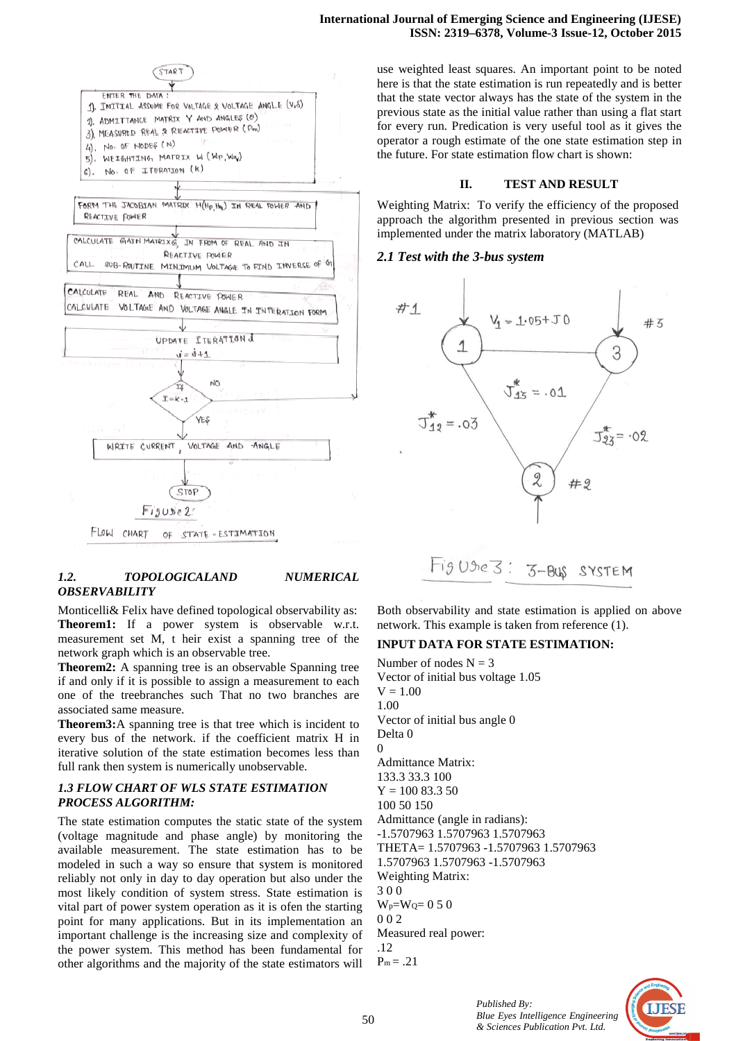Figure 2: FLOW CHART OF STATE-ESTIMATION

### 1.2. TOPOLOGICALAND NUMERICAL OBSERVABILITY

Monticelli& Felix have defined topological observability as:
**Theorem1:** If a power system is observable w.r.t. measurement set M, t heir exist a spanning tree of the network graph which is an observable tree.
**Theorem2:** A spanning tree is an observable Spanning tree if and only if it is possible to assign a measurement to each one of the treebranches such That no two branches are associated same measure.
**Theorem3:**A spanning tree is that tree which is incident to every bus of the network. if the coefficient matrix H in iterative solution of the state estimation becomes less than full rank then system is numerically unobservable.

### 1.3 FLOW CHART OF WLS STATE ESTIMATION PROCESS ALGORITHM:

The state estimation computes the static state of the system (voltage magnitude and phase angle) by monitoring the available measurement. The state estimation has to be modeled in such a way so ensure that system is monitored reliably not only in day to day operation but also under the most likely condition of system stress. State estimation is vital part of power system operation as it is often the starting point for many applications. But in its implementation an important challenge is the increasing size and complexity of the power system. This method has been fundamental for other algorithms and the majority of the state estimators will use weighted least squares. An important point to be noted here is that the state estimation is run repeatedly and is better that the state vector always has the state of the system in the previous state as the initial value rather than using a flat start for every run. Predication is very useful tool as it gives the operator a rough estimate of the one state estimation step in the future. For state estimation flow chart is shown:

## II. TEST AND RESULT

Weighting Matrix: To verify the efficiency of the proposed approach the algorithm presented in previous section was implemented under the matrix laboratory (MATLAB)

### 2.1 Test with the 3-bus system

Figure 3: 3-BUS SYSTEM

Both observability and state estimation is applied on above network. This example is taken from reference (1).

**INPUT DATA FOR STATE ESTIMATION:**

Number of nodes N = 3
Vector of initial bus voltage 1.05
V = 1.00
1.00
Vector of initial bus angle 0
Delta 0
0
Admittance Matrix:
133.3 33.3 100
Y = 100 83.3 50
100 50 150
Admittance (angle in radians):
-1.5707963 1.5707963 1.5707963
THETA= 1.5707963 -1.5707963 1.5707963
1.5707963 1.5707963 -1.5707963
Weighting Matrix:
3 0 0
$W_P=W_Q=$ 0 5 0
0 0 2
Measured real power:
.12
$P_m$ = .21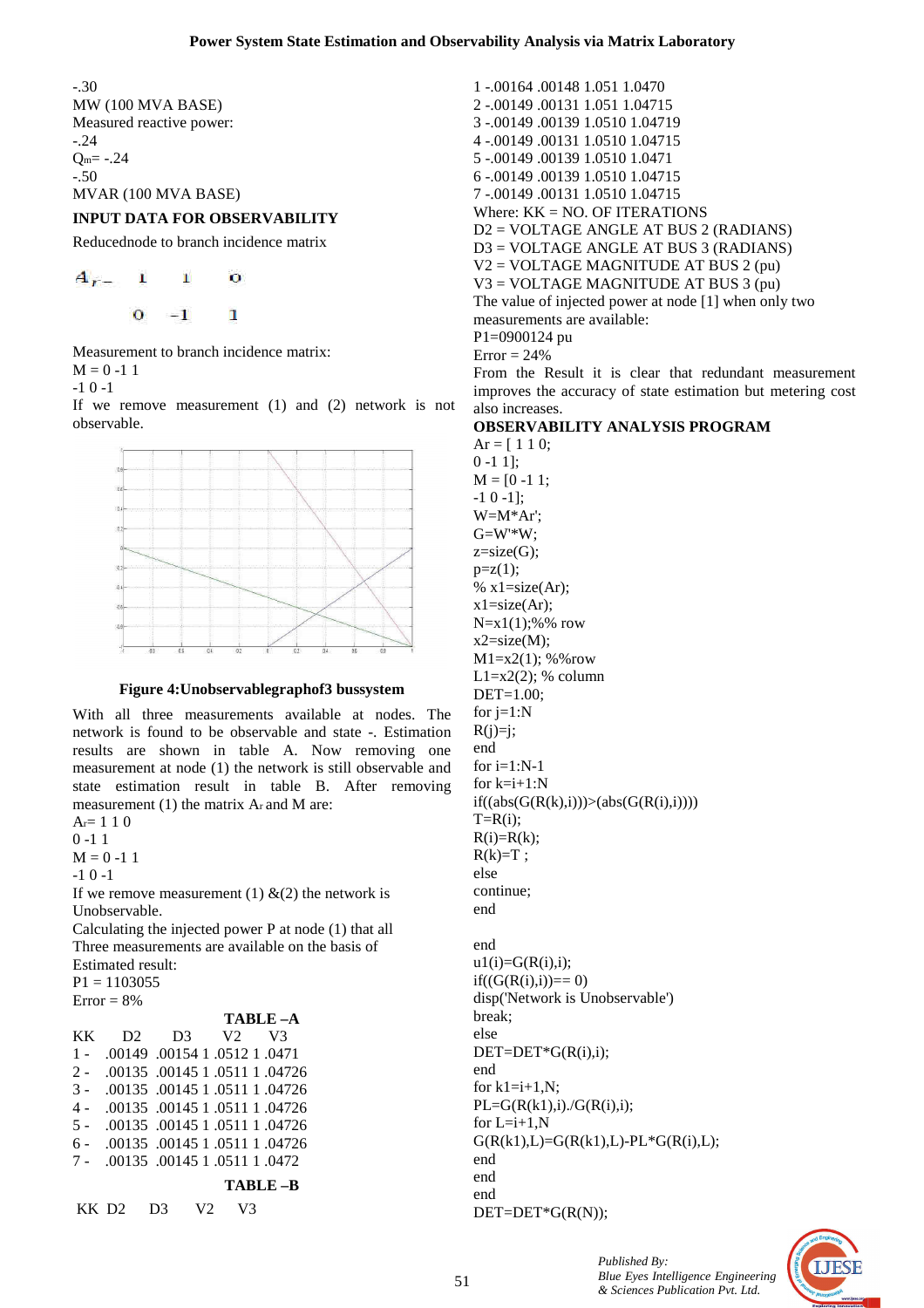-.30

MW (100 MVA BASE)

Measured reactive power:

-.24

$Q_m$= -.24

-.50

MVAR (100 MVA BASE)

### INPUT DATA FOR OBSERVABILITY

Reducednode to branch incidence matrix

$$A_r = \begin{matrix} 1 & 1 & 0 \\ 0 & -1 & 1 \end{matrix}$$

Measurement to branch incidence matrix:

M = 0 -1 1

-1 0 -1

If we remove measurement (1) and (2) network is not observable.

**Figure 4:Unobservablegraphof3 bussystem**

With all three measurements available at nodes. The network is found to be observable and state -. Estimation results are shown in table A. Now removing one measurement at node (1) the network is still observable and state estimation result in table B. After removing measurement (1) the matrix $A_r$ and M are:

$A_r$= 1 1 0

0 -1 1

M = 0 -1 1

-1 0 -1

If we remove measurement (1) &(2) the network is Unobservable.

Calculating the injected power P at node (1) that all Three measurements are available on the basis of Estimated result:

P1 = 1103055

Error = 8%

**TABLE –A**

| KK | D2 | D3 | V2 | V3 |
|---|---|---|---|---|
| 1 - | .00149 | .00154 | 1 .0512 | 1 .0471 |
| 2 - | .00135 | .00145 | 1 .0511 | 1 .04726 |
| 3 - | .00135 | .00145 | 1 .0511 | 1 .04726 |
| 4 - | .00135 | .00145 | 1 .0511 | 1 .04726 |
| 5 - | .00135 | .00145 | 1 .0511 | 1 .04726 |
| 6 - | .00135 | .00145 | 1 .0511 | 1 .04726 |
| 7 - | .00135 | .00145 | 1 .0511 | 1 .0472 |

**TABLE –B**

| KK | D2 | D3 | V2 | V3 |
|---|---|---|---|---|
| 1 | -.00164 | .00148 | 1.051 | 1.0470 |
| 2 | -.00149 | .00131 | 1.051 | 1.04715 |
| 3 | -.00149 | .00139 | 1.0510 | 1.04719 |
| 4 | -.00149 | .00131 | 1.0510 | 1.04715 |
| 5 | -.00149 | .00139 | 1.0510 | 1.0471 |
| 6 | -.00149 | .00139 | 1.0510 | 1.04715 |
| 7 | -.00149 | .00131 | 1.0510 | 1.04715 |

Where: KK = NO. OF ITERATIONS

D2 = VOLTAGE ANGLE AT BUS 2 (RADIANS)

D3 = VOLTAGE ANGLE AT BUS 3 (RADIANS)

V2 = VOLTAGE MAGNITUDE AT BUS 2 (pu)

V3 = VOLTAGE MAGNITUDE AT BUS 3 (pu)

The value of injected power at node [1] when only two measurements are available:

P1=0900124 pu

Error = 24%

From the Result it is clear that redundant measurement improves the accuracy of state estimation but metering cost also increases.

### OBSERVABILITY ANALYSIS PROGRAM

```
Ar = [ 1 1 0;
0 -1 1];
M = [0 -1 1;
-1 0 -1];
W=M*Ar';
G=W'*W;
z=size(G);
p=z(1);
% x1=size(Ar);
x1=size(Ar);
N=x1(1);%% row
x2=size(M);
M1=x2(1); %%row
L1=x2(2); % column
DET=1.00;
for j=1:N
R(j)=j;
end
for i=1:N-1
for k=i+1:N
if((abs(G(R(k),i)))>(abs(G(R(i),i))))
T=R(i);
R(i)=R(k);
R(k)=T ;
else
continue;
end

end
u1(i)=G(R(i),i);
if((G(R(i),i))== 0)
disp('Network is Unobservable')
break;
else
DET=DET*G(R(i),i);
end
for k1=i+1,N;
PL=G(R(k1),i)./G(R(i),i);
for L=i+1,N
G(R(k1),L)=G(R(k1),L)-PL*G(R(i),L);
end
end
end
DET=DET*G(R(N));
```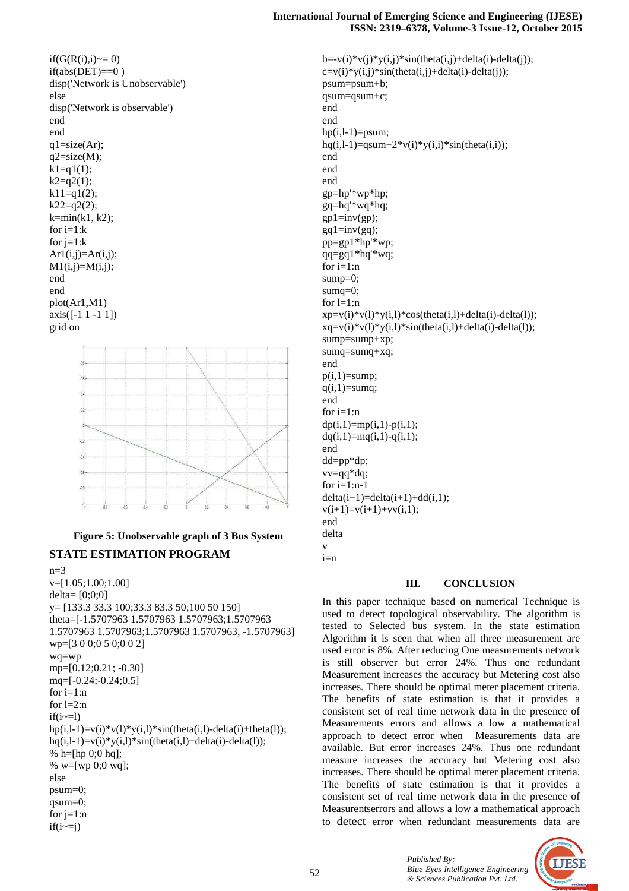```
if(G(R(i),i)~= 0)
if(abs(DET)==0 )
disp('Network is Unobservable')
else
disp('Network is observable')
end
end
q1=size(Ar);
q2=size(M);
k1=q1(1);
k2=q2(1);
k11=q1(2);
k22=q2(2);
k=min(k1, k2);
for i=1:k
for j=1:k
Ar1(i,j)=Ar(i,j);
M1(i,j)=M(i,j);
end
end
plot(Ar1,M1)
axis([-1 1 -1 1])
grid on
```

**Figure 5: Unobservable graph of 3 Bus System**

## STATE ESTIMATION PROGRAM

```
n=3
v=[1.05;1.00;1.00]
delta= [0;0;0]
y= [133.3 33.3 100;33.3 83.3 50;100 50 150]
theta=[-1.5707963 1.5707963 1.5707963;1.5707963
1.5707963 1.5707963;1.5707963 1.5707963, -1.5707963]
wp=[3 0 0;0 5 0;0 0 2]
wq=wp
mp=[0.12;0.21; -0.30]
mq=[-0.24;-0.24;0.5]
for i=1:n
for l=2:n
if(i~=l)
hp(i,l-1)=v(i)*v(l)*y(i,l)*sin(theta(i,l)-delta(i)+theta(l));
hq(i,l-1)=v(i)*y(i,l)*sin(theta(i,l)+delta(i)-delta(l));
% h=[hp 0;0 hq];
% w=[wp 0;0 wq];
else
psum=0;
qsum=0;
for j=1:n
if(i~=j)
b=-v(i)*v(j)*y(i,j)*sin(theta(i,j)+delta(i)-delta(j));
c=v(i)*y(i,j)*sin(theta(i,j)+delta(i)-delta(j));
psum=psum+b;
qsum=qsum+c;
end
end
hp(i,l-1)=psum;
hq(i,l-1)=qsum+2*v(i)*y(i,i)*sin(theta(i,i));
end
end
end
gp=hp'*wp*hp;
gq=hq'*wq*hq;
gp1=inv(gp);
gq1=inv(gq);
pp=gp1*hp'*wp;
qq=gq1*hq'*wq;
for i=1:n
sump=0;
sumq=0;
for l=1:n
xp=v(i)*v(l)*y(i,l)*cos(theta(i,l)+delta(i)-delta(l));
xq=v(i)*v(l)*y(i,l)*sin(theta(i,l)+delta(i)-delta(l));
sump=sump+xp;
sumq=sumq+xq;
end
p(i,1)=sump;
q(i,1)=sumq;
end
for i=1:n
dp(i,1)=mp(i,1)-p(i,1);
dq(i,1)=mq(i,1)-q(i,1);
end
dd=pp*dp;
vv=qq*dq;
for i=1:n-1
delta(i+1)=delta(i+1)+dd(i,1);
v(i+1)=v(i+1)+vv(i,1);
end
delta
v
i=n
```

## III. CONCLUSION

In this paper technique based on numerical Technique is used to detect topological observability. The algorithm is tested to Selected bus system. In the state estimation Algorithm it is seen that when all three measurement are used error is 8%. After reducing One measurements network is still observer but error 24%. Thus one redundant Measurement increases the accuracy but Metering cost also increases. There should be optimal meter placement criteria. The benefits of state estimation is that it provides a consistent set of real time network data in the presence of Measurements errors and allows a low a mathematical approach to detect error when Measurements data are available. But error increases 24%. Thus one redundant measure increases the accuracy but Metering cost also increases. There should be optimal meter placement criteria. The benefits of state estimation is that it provides a consistent set of real time network data in the presence of Measurentserrors and allows a low a mathematical approach to detect error when redundant measurements data are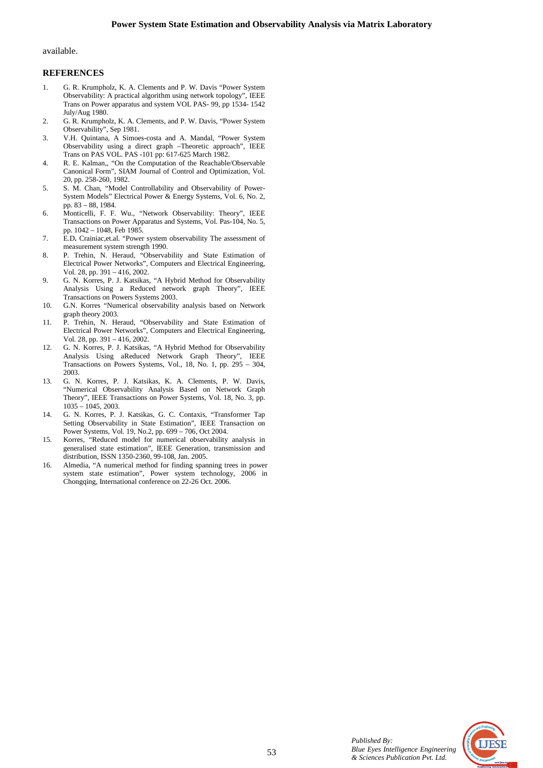available.

## REFERENCES

1. G. R. Krumpholz, K. A. Clements and P. W. Davis "Power System Observability: A practical algorithm using network topology", IEEE Trans on Power apparatus and system VOL PAS- 99, pp 1534- 1542 July/Aug 1980.
2. G. R. Krumpholz, K. A. Clements, and P. W. Davis, "Power System Observability", Sep 1981.
3. V.H. Quintana, A Simoes-costa and A. Mandal, "Power System Observability using a direct graph –Theoretic approach", IEEE Trans on PAS VOL. PAS -101 pp: 617-625 March 1982.
4. R. E. Kalman,, "On the Computation of the Reachable/Observable Canonical Form", SIAM Journal of Control and Optimization, Vol. 20, pp. 258-260, 1982.
5. S. M. Chan, "Model Controllability and Observability of Power-System Models" Electrical Power & Energy Systems, Vol. 6, No. 2, pp. 83 – 88, 1984.
6. Monticelli, F. F. Wu., "Network Observability: Theory", IEEE Transactions on Power Apparatus and Systems, Vol. Pas-104, No. 5, pp. 1042 – 1048, Feb 1985.
7. E.D**.** Crainiac,et.al. "Power system observability The assessment of measurement system strength 1990.
8. P. Trehin, N. Heraud, "Observability and State Estimation of Electrical Power Networks", Computers and Electrical Engineering, Vol. 28, pp. 391 – 416, 2002.
9. G. N. Korres, P. J. Katsikas, "A Hybrid Method for Observability Analysis Using a Reduced network graph Theory", IEEE Transactions on Powers Systems 2003.
10. G.N. Korres "Numerical observability analysis based on Network graph theory 2003.
11. P. Trehin, N. Heraud, "Observability and State Estimation of Electrical Power Networks", Computers and Electrical Engineering, Vol. 28, pp. 391 – 416, 2002.
12. G. N. Korres, P. J. Katsikas, "A Hybrid Method for Observability Analysis Using aReduced Network Graph Theory", IEEE Transactions on Powers Systems, Vol., 18, No. 1, pp. 295 – 304, 2003.
13. G. N. Korres, P. J. Katsikas, K. A. Clements, P. W. Davis, "Numerical Observability Analysis Based on Network Graph Theory", IEEE Transactions on Power Systems, Vol. 18, No. 3, pp. 1035 – 1045, 2003.
14. G. N. Korres, P. J. Katsikas, G. C. Contaxis, "Transformer Tap Setting Observability in State Estimation", IEEE Transaction on Power Systems, Vol. 19, No.2, pp. 699 – 706, Oct 2004.
15. Korres, "Reduced model for numerical observability analysis in generalised state estimation", IEEE Generation, transmission and distribution, ISSN 1350-2360, 99-108, Jan. 2005.
16. Almedia, "A numerical method for finding spanning trees in power system state estimation", Power system technology, 2006 in Chongqing, International conference on 22-26 Oct. 2006.